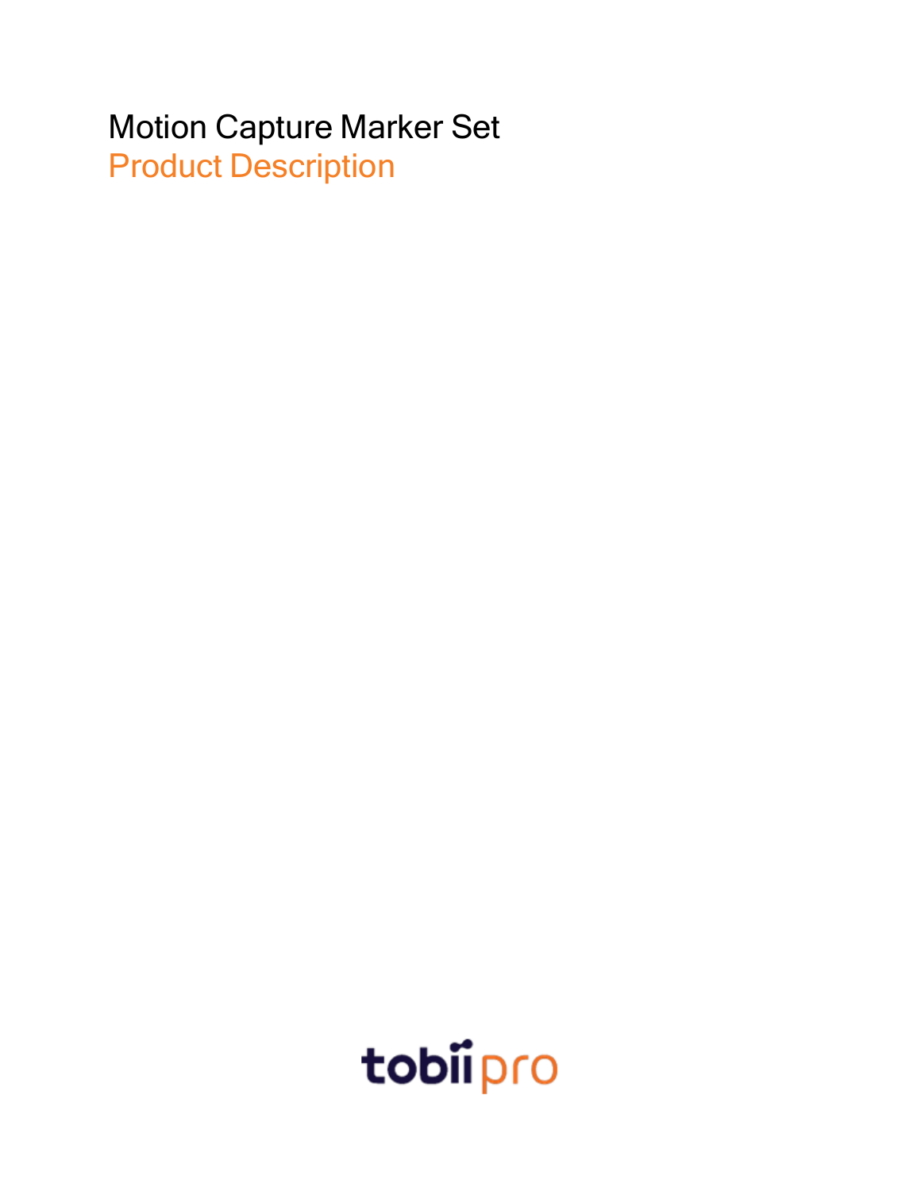# Motion Capture Marker Set

## Product Description

tobii pro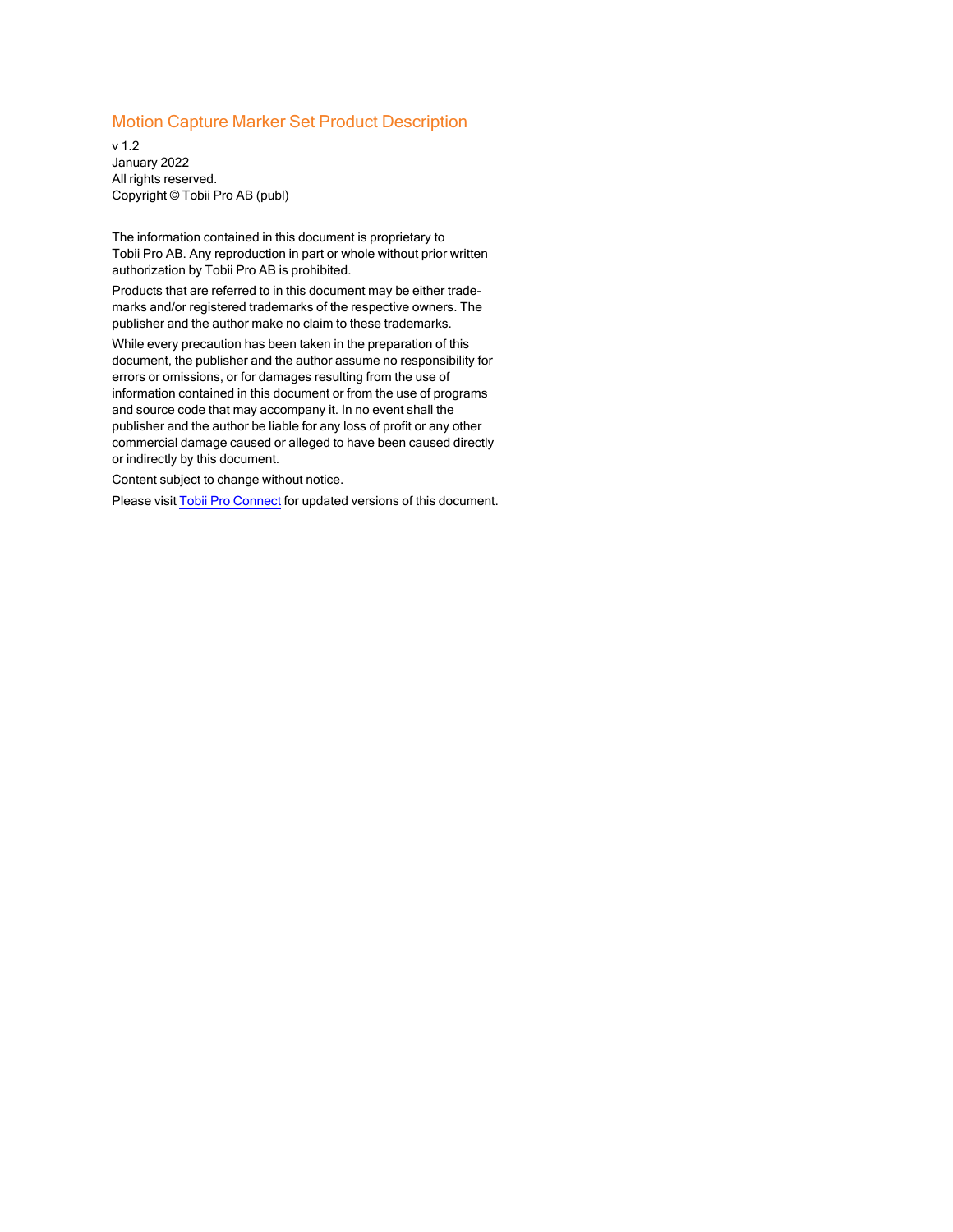# Motion Capture Marker Set Product Description

v 1.2
January 2022
All rights reserved.
Copyright © Tobii Pro AB (publ)

The information contained in this document is proprietary to Tobii Pro AB. Any reproduction in part or whole without prior written authorization by Tobii Pro AB is prohibited.

Products that are referred to in this document may be either trademarks and/or registered trademarks of the respective owners. The publisher and the author make no claim to these trademarks.

While every precaution has been taken in the preparation of this document, the publisher and the author assume no responsibility for errors or omissions, or for damages resulting from the use of information contained in this document or from the use of programs and source code that may accompany it. In no event shall the publisher and the author be liable for any loss of profit or any other commercial damage caused or alleged to have been caused directly or indirectly by this document.

Content subject to change without notice.

Please visit Tobii Pro Connect for updated versions of this document.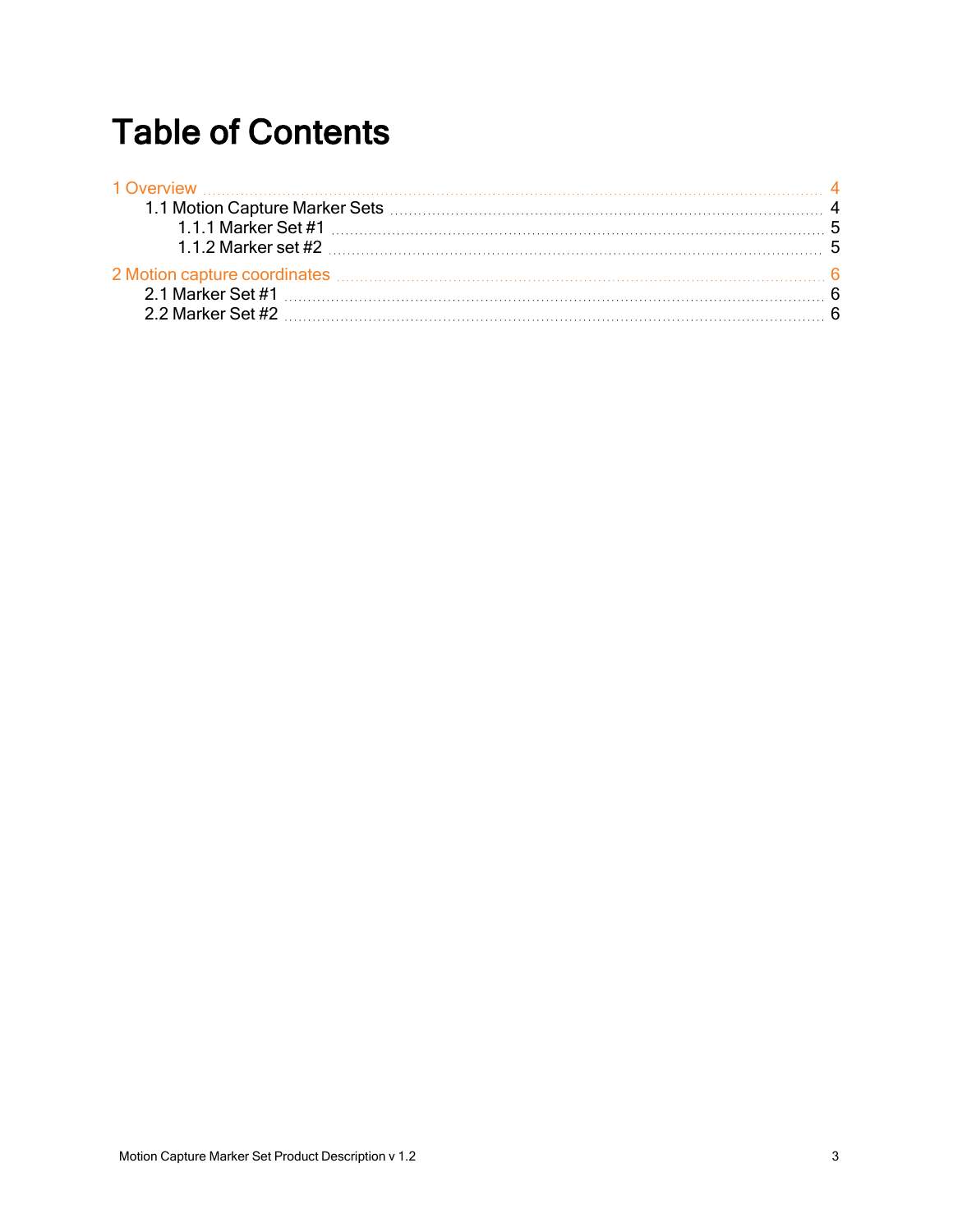# Table of Contents

1 Overview ........ 4
- 1.1 Motion Capture Marker Sets ........ 4
  - 1.1.1 Marker Set #1 ........ 5
  - 1.1.2 Marker set #2 ........ 5

2 Motion capture coordinates ........ 6
- 2.1 Marker Set #1 ........ 6
- 2.2 Marker Set #2 ........ 6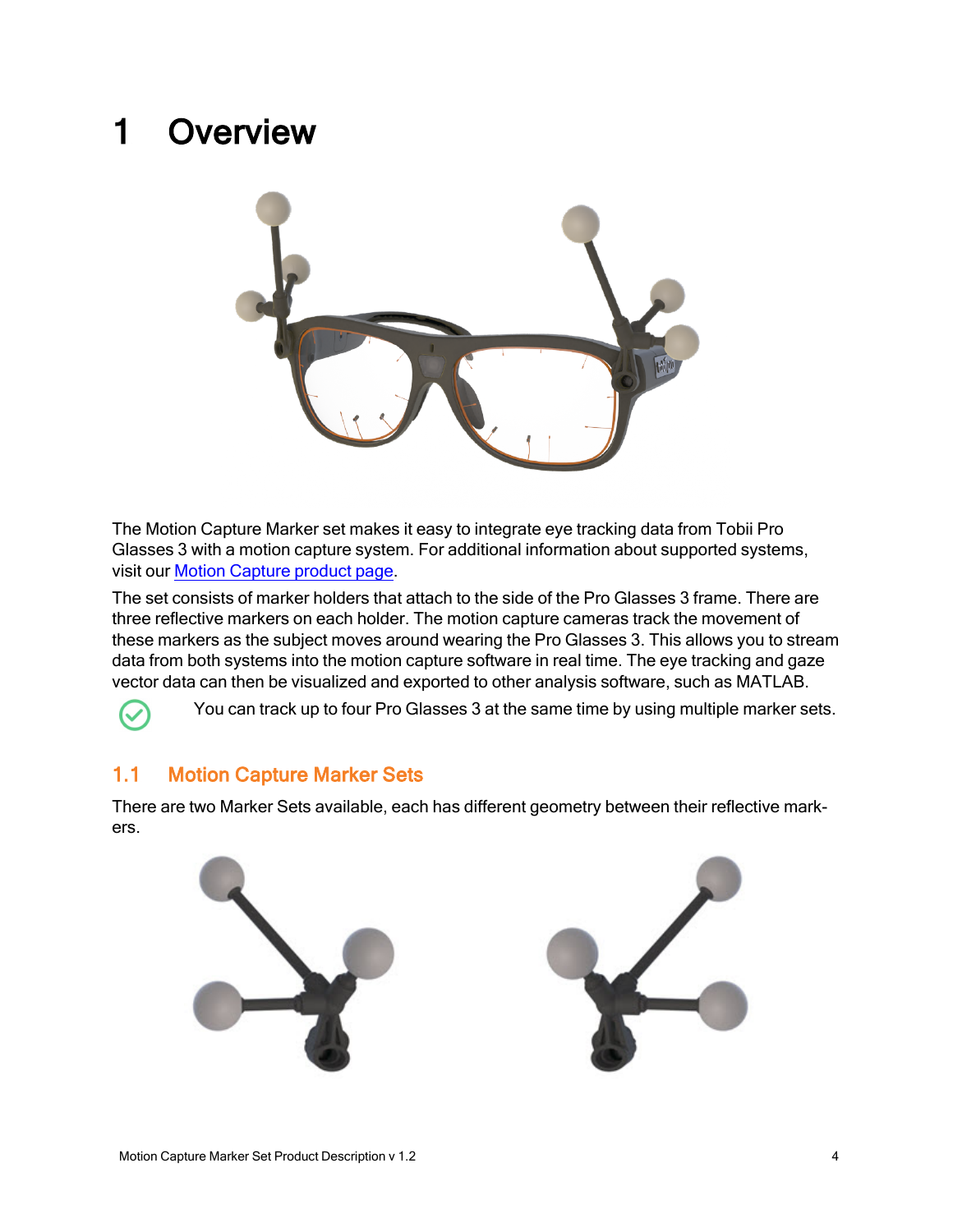# 1 Overview

The Motion Capture Marker set makes it easy to integrate eye tracking data from Tobii Pro Glasses 3 with a motion capture system. For additional information about supported systems, visit our [Motion Capture product page](Motion Capture product page).

The set consists of marker holders that attach to the side of the Pro Glasses 3 frame. There are three reflective markers on each holder. The motion capture cameras track the movement of these markers as the subject moves around wearing the Pro Glasses 3. This allows you to stream data from both systems into the motion capture software in real time. The eye tracking and gaze vector data can then be visualized and exported to other analysis software, such as MATLAB.

You can track up to four Pro Glasses 3 at the same time by using multiple marker sets.

## 1.1 Motion Capture Marker Sets

There are two Marker Sets available, each has different geometry between their reflective markers.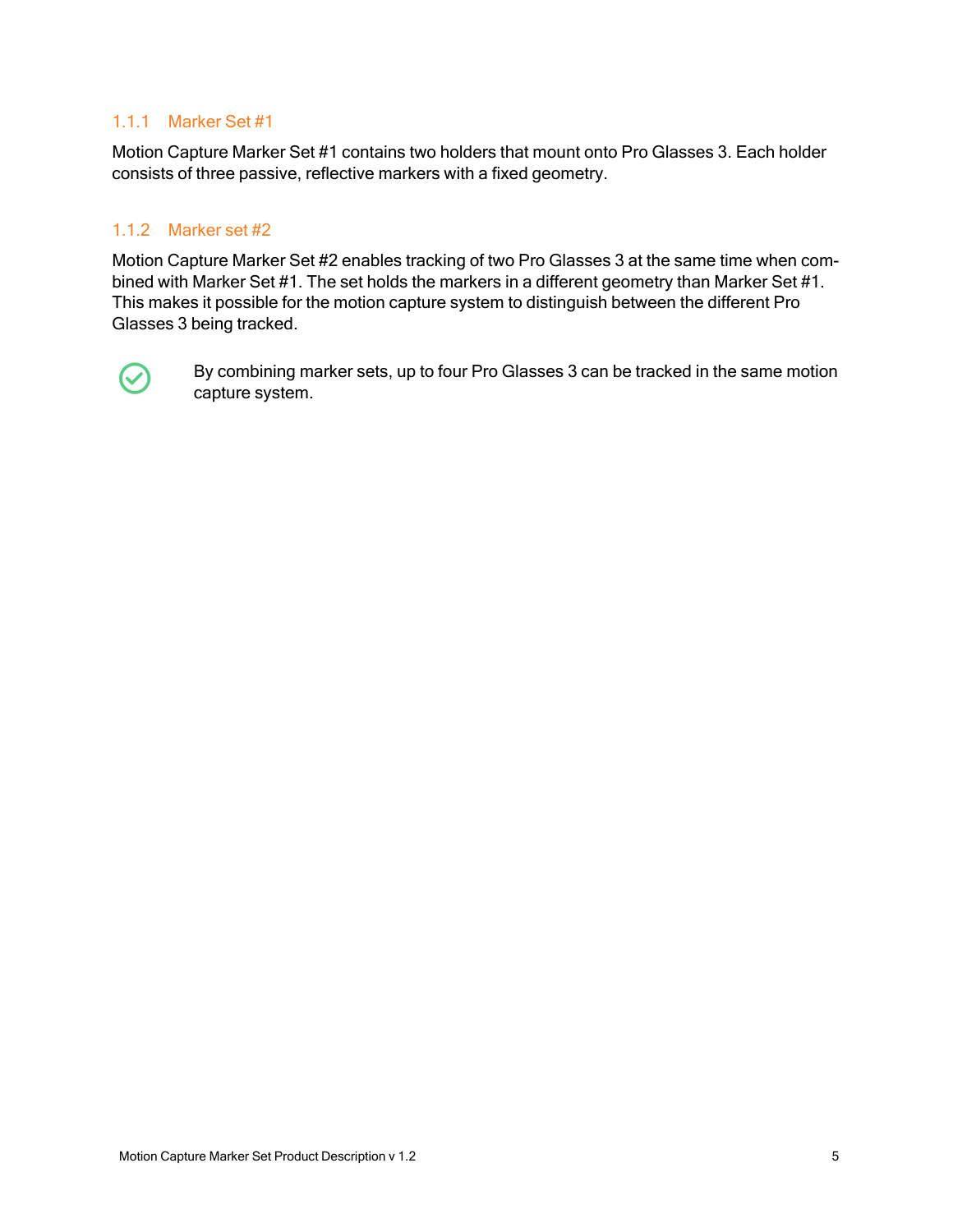### 1.1.1 Marker Set #1

Motion Capture Marker Set #1 contains two holders that mount onto Pro Glasses 3. Each holder consists of three passive, reflective markers with a fixed geometry.

### 1.1.2 Marker set #2

Motion Capture Marker Set #2 enables tracking of two Pro Glasses 3 at the same time when combined with Marker Set #1. The set holds the markers in a different geometry than Marker Set #1. This makes it possible for the motion capture system to distinguish between the different Pro Glasses 3 being tracked.

By combining marker sets, up to four Pro Glasses 3 can be tracked in the same motion capture system.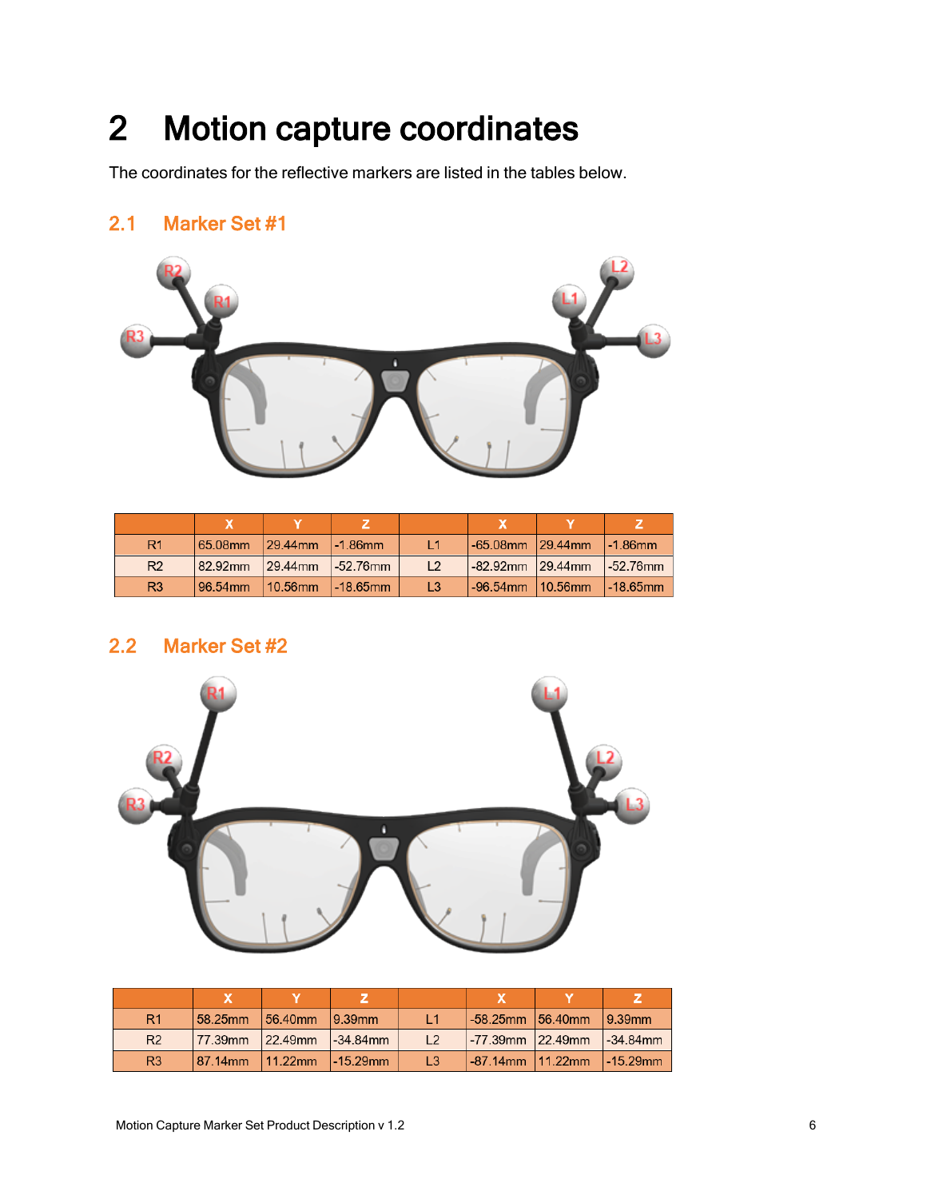# 2 Motion capture coordinates

The coordinates for the reflective markers are listed in the tables below.

## 2.1 Marker Set #1

| | X | Y | Z | | X | Y | Z |
|---|---|---|---|---|---|---|---|
| R1 | 65.08mm | 29.44mm | -1.86mm | L1 | -65.08mm | 29.44mm | -1.86mm |
| R2 | 82.92mm | 29.44mm | -52.76mm | L2 | -82.92mm | 29.44mm | -52.76mm |
| R3 | 96.54mm | 10.56mm | -18.65mm | L3 | -96.54mm | 10.56mm | -18.65mm |

## 2.2 Marker Set #2

| | X | Y | Z | | X | Y | Z |
|---|---|---|---|---|---|---|---|
| R1 | 58.25mm | 56.40mm | 9.39mm | L1 | -58.25mm | 56.40mm | 9.39mm |
| R2 | 77.39mm | 22.49mm | -34.84mm | L2 | -77.39mm | 22.49mm | -34.84mm |
| R3 | 87.14mm | 11.22mm | -15.29mm | L3 | -87.14mm | 11.22mm | -15.29mm |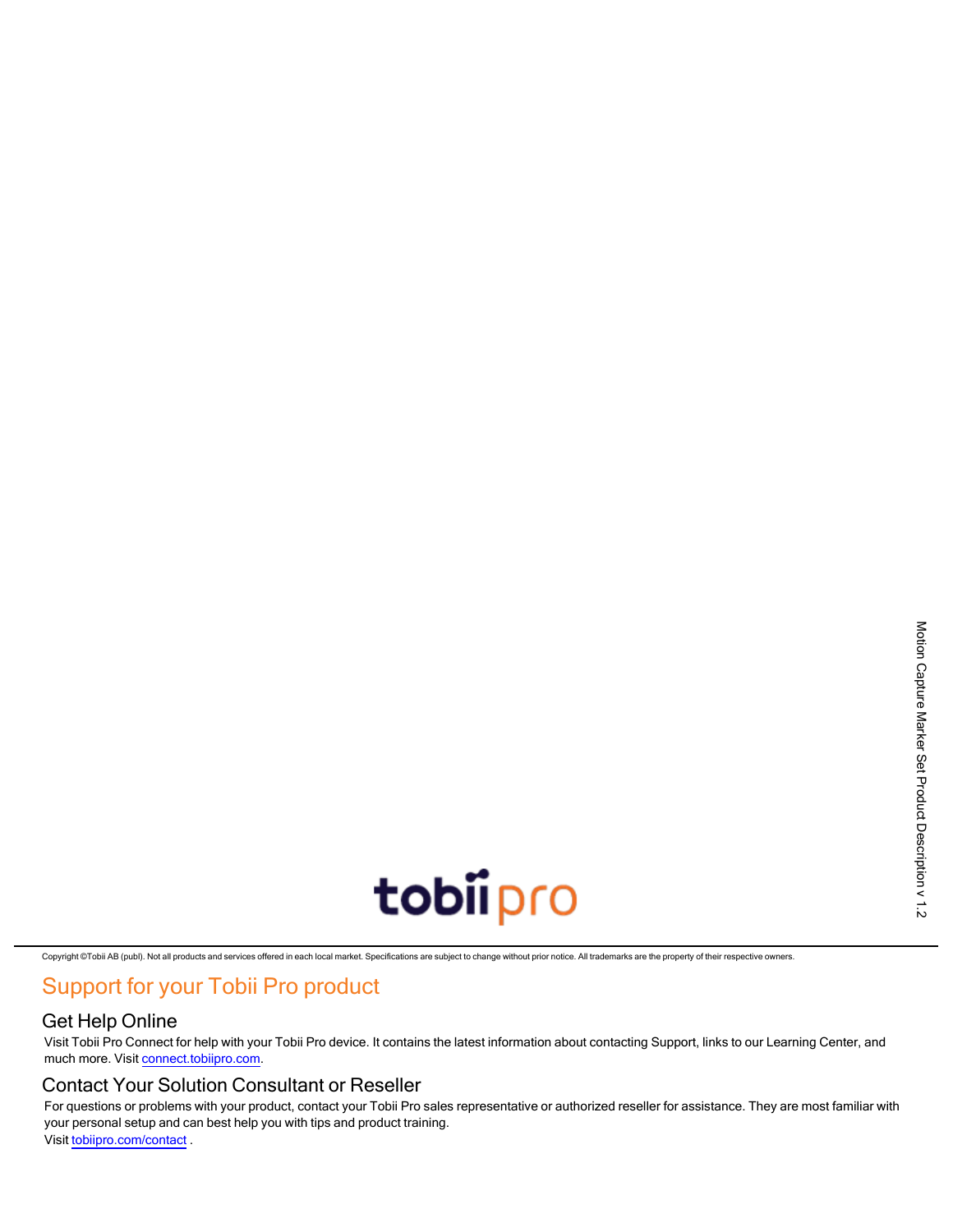Copyright ©Tobii AB (publ). Not all products and services offered in each local market. Specifications are subject to change without prior notice. All trademarks are the property of their respective owners.

# Support for your Tobii Pro product

## Get Help Online

Visit Tobii Pro Connect for help with your Tobii Pro device. It contains the latest information about contacting Support, links to our Learning Center, and much more. Visit connect.tobiipro.com.

## Contact Your Solution Consultant or Reseller

For questions or problems with your product, contact your Tobii Pro sales representative or authorized reseller for assistance. They are most familiar with your personal setup and can best help you with tips and product training.
Visit tobiipro.com/contact .